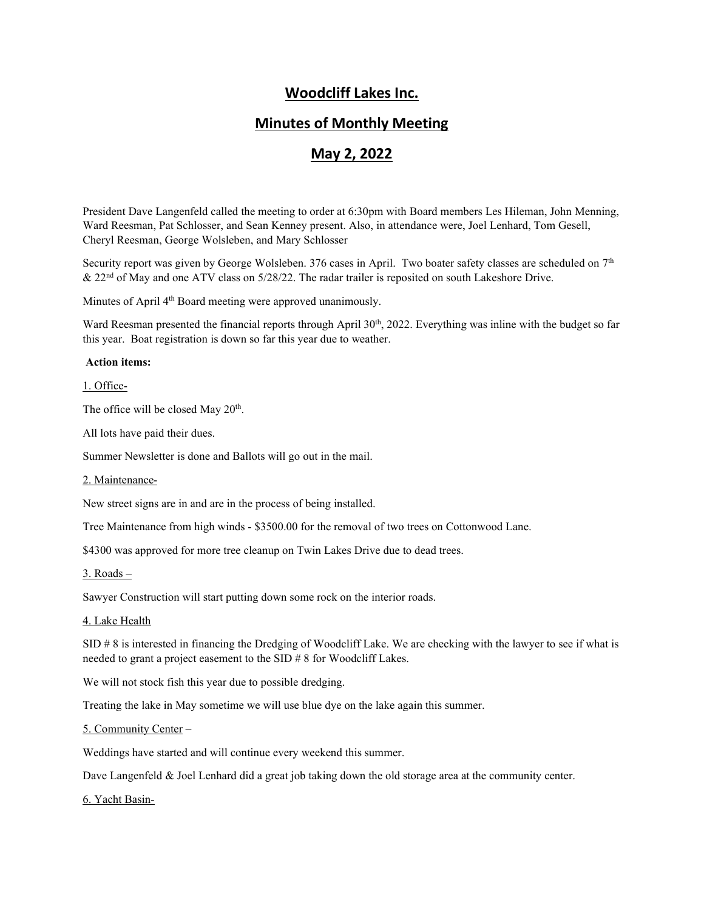# Woodcliff Lakes Inc.

## Minutes of Monthly Meeting

## May 2, 2022

President Dave Langenfeld called the meeting to order at 6:30pm with Board members Les Hileman, John Menning, Ward Reesman, Pat Schlosser, and Sean Kenney present. Also, in attendance were, Joel Lenhard, Tom Gesell, Cheryl Reesman, George Wolsleben, and Mary Schlosser

Security report was given by George Wolsleben. 376 cases in April. Two boater safety classes are scheduled on 7th & 22nd of May and one ATV class on 5/28/22. The radar trailer is reposited on south Lakeshore Drive.

Minutes of April 4th Board meeting were approved unanimously.

Ward Reesman presented the financial reports through April 30th, 2022. Everything was inline with the budget so far this year. Boat registration is down so far this year due to weather.

**Action items:**

1. Office-

The office will be closed May 20th.

All lots have paid their dues.

Summer Newsletter is done and Ballots will go out in the mail.

2. Maintenance-

New street signs are in and are in the process of being installed.

Tree Maintenance from high winds - $3500.00 for the removal of two trees on Cottonwood Lane.

$4300 was approved for more tree cleanup on Twin Lakes Drive due to dead trees.

3. Roads –

Sawyer Construction will start putting down some rock on the interior roads.

4. Lake Health

SID # 8 is interested in financing the Dredging of Woodcliff Lake. We are checking with the lawyer to see if what is needed to grant a project easement to the SID # 8 for Woodcliff Lakes.

We will not stock fish this year due to possible dredging.

Treating the lake in May sometime we will use blue dye on the lake again this summer.

5. Community Center –

Weddings have started and will continue every weekend this summer.

Dave Langenfeld & Joel Lenhard did a great job taking down the old storage area at the community center.

6. Yacht Basin-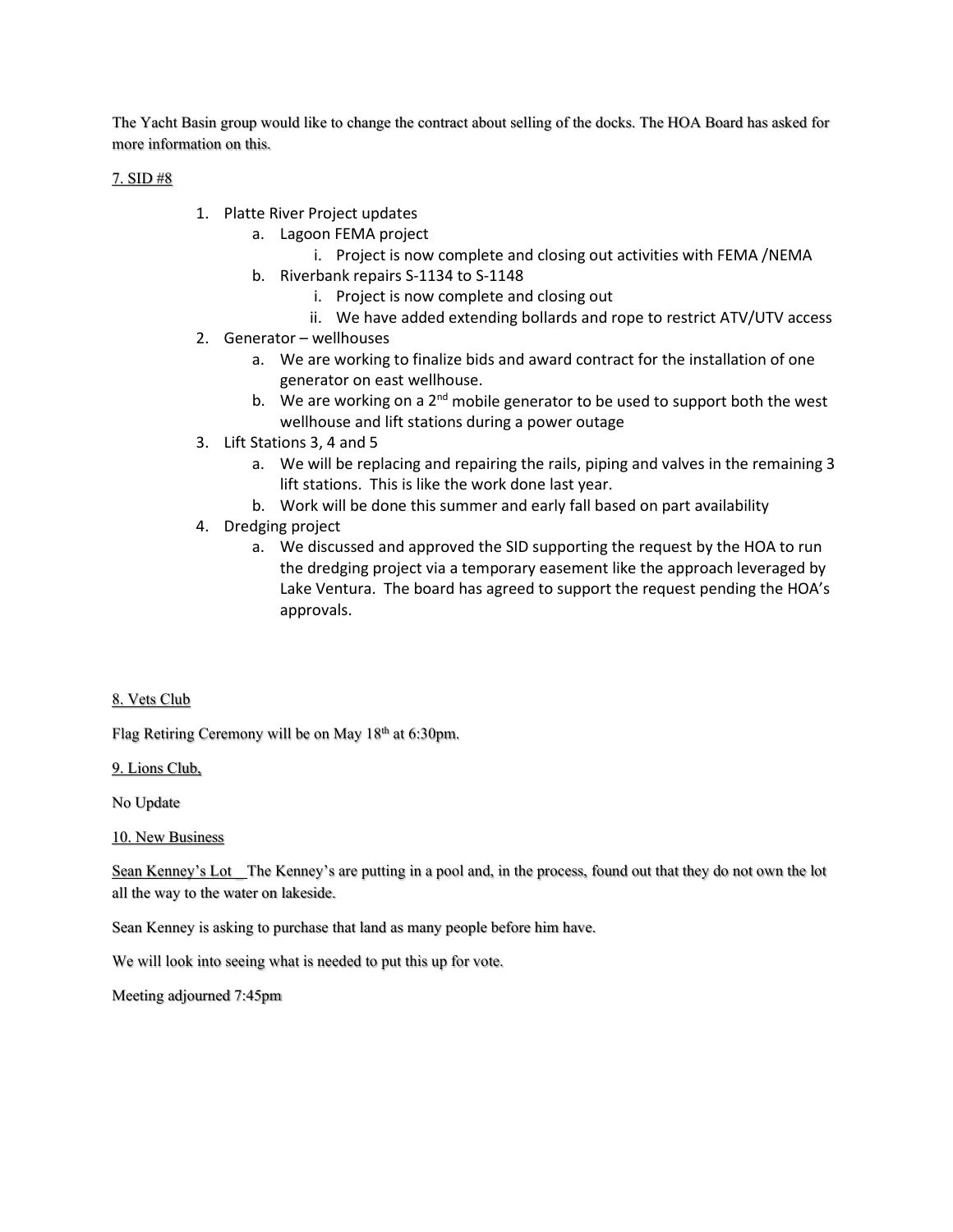The Yacht Basin group would like to change the contract about selling of the docks. The HOA Board has asked for more information on this.

7. SID #8

1. Platte River Project updates
   a. Lagoon FEMA project
      i. Project is now complete and closing out activities with FEMA /NEMA
   b. Riverbank repairs S-1134 to S-1148
      i. Project is now complete and closing out
      ii. We have added extending bollards and rope to restrict ATV/UTV access
2. Generator – wellhouses
   a. We are working to finalize bids and award contract for the installation of one generator on east wellhouse.
   b. We are working on a 2nd mobile generator to be used to support both the west wellhouse and lift stations during a power outage
3. Lift Stations 3, 4 and 5
   a. We will be replacing and repairing the rails, piping and valves in the remaining 3 lift stations. This is like the work done last year.
   b. Work will be done this summer and early fall based on part availability
4. Dredging project
   a. We discussed and approved the SID supporting the request by the HOA to run the dredging project via a temporary easement like the approach leveraged by Lake Ventura. The board has agreed to support the request pending the HOA's approvals.

8. Vets Club

Flag Retiring Ceremony will be on May 18th at 6:30pm.

9. Lions Club,

No Update

10. New Business

Sean Kenney's Lot  The Kenney's are putting in a pool and, in the process, found out that they do not own the lot all the way to the water on lakeside.

Sean Kenney is asking to purchase that land as many people before him have.

We will look into seeing what is needed to put this up for vote.

Meeting adjourned 7:45pm